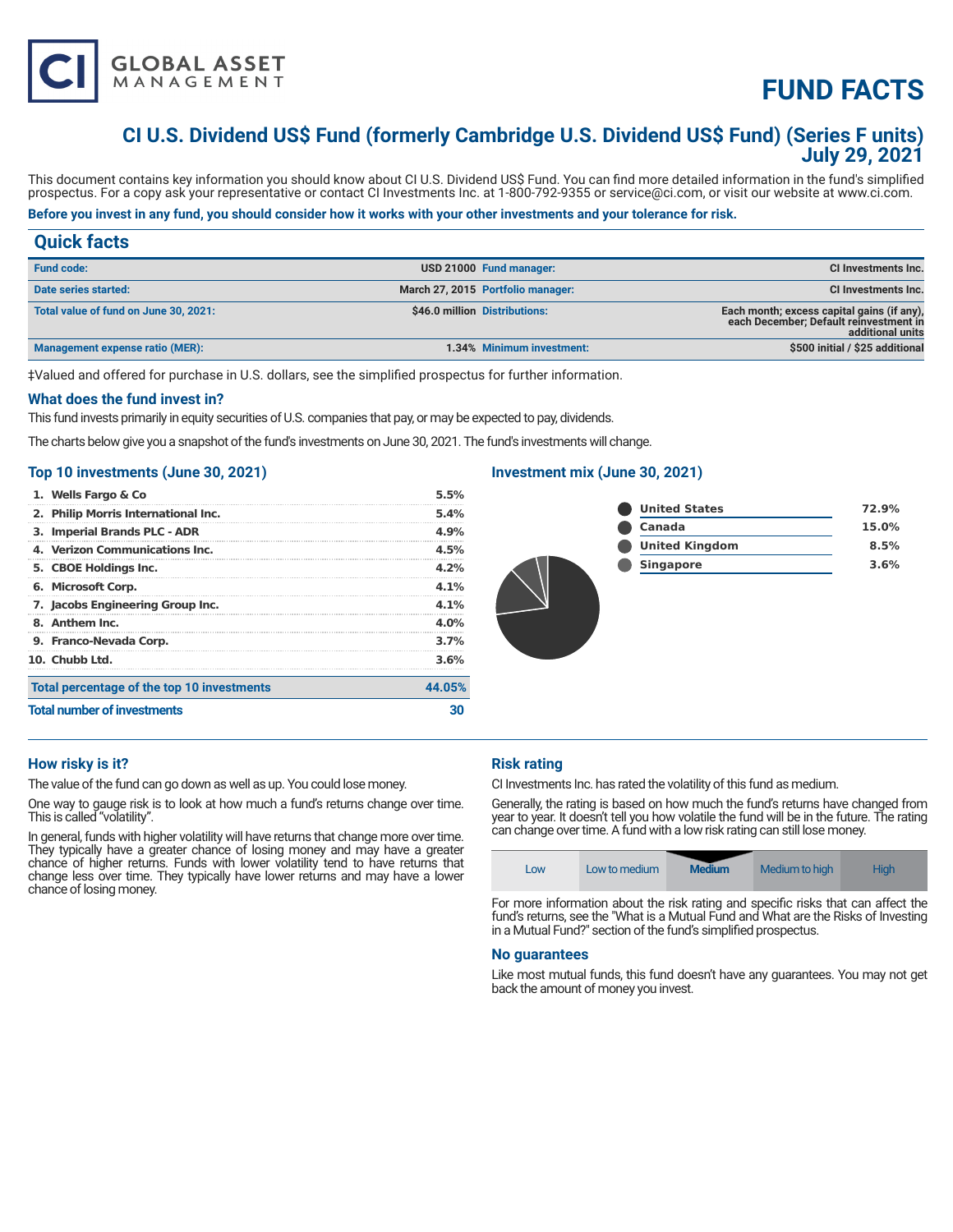# FUND FACTS

## CI U.S. Dividend US$ Fund (formerly Cambridge U.S. Dividend US$ Fund) (Series F units) July 29, 2021

This document contains key information you should know about CI U.S. Dividend US$ Fund. You can find more detailed information in the fund's simplified prospectus. For a copy ask your representative or contact CI Investments Inc. at 1-800-792-9355 or service@ci.com, or visit our website at www.ci.com.

**Before you invest in any fund, you should consider how it works with your other investments and your tolerance for risk.**

## Quick facts

| | | | |
|---|---|---|---|
| **Fund code:** | USD 21000 | **Fund manager:** | CI Investments Inc. |
| **Date series started:** | March 27, 2015 | **Portfolio manager:** | CI Investments Inc. |
| **Total value of fund on June 30, 2021:** | $46.0 million | **Distributions:** | Each month; excess capital gains (if any), each December; Default reinvestment in additional units |
| **Management expense ratio (MER):** | 1.34% | **Minimum investment:** | $500 initial / $25 additional |

‡Valued and offered for purchase in U.S. dollars, see the simplified prospectus for further information.

### What does the fund invest in?

This fund invests primarily in equity securities of U.S. companies that pay, or may be expected to pay, dividends.

The charts below give you a snapshot of the fund's investments on June 30, 2021. The fund's investments will change.

### Top 10 investments (June 30, 2021)

| | |
|---|---|
| 1. Wells Fargo & Co | 5.5% |
| 2. Philip Morris International Inc. | 5.4% |
| 3. Imperial Brands PLC - ADR | 4.9% |
| 4. Verizon Communications Inc. | 4.5% |
| 5. CBOE Holdings Inc. | 4.2% |
| 6. Microsoft Corp. | 4.1% |
| 7. Jacobs Engineering Group Inc. | 4.1% |
| 8. Anthem Inc. | 4.0% |
| 9. Franco-Nevada Corp. | 3.7% |
| 10. Chubb Ltd. | 3.6% |
| **Total percentage of the top 10 investments** | **44.05%** |
| **Total number of investments** | **30** |

### Investment mix (June 30, 2021)

| | |
|---|---|
| United States | 72.9% |
| Canada | 15.0% |
| United Kingdom | 8.5% |
| Singapore | 3.6% |

### How risky is it?

The value of the fund can go down as well as up. You could lose money.

One way to gauge risk is to look at how much a fund's returns change over time. This is called "volatility".

In general, funds with higher volatility will have returns that change more over time. They typically have a greater chance of losing money and may have a greater chance of higher returns. Funds with lower volatility tend to have returns that change less over time. They typically have lower returns and may have a lower chance of losing money.

### Risk rating

CI Investments Inc. has rated the volatility of this fund as medium.

Generally, the rating is based on how much the fund's returns have changed from year to year. It doesn't tell you how volatile the fund will be in the future. The rating can change over time. A fund with a low risk rating can still lose money.

| Low | Low to medium | **Medium** | Medium to high | High |
|---|---|---|---|---|

For more information about the risk rating and specific risks that can affect the fund's returns, see the "What is a Mutual Fund and What are the Risks of Investing in a Mutual Fund?" section of the fund's simplified prospectus.

### No guarantees

Like most mutual funds, this fund doesn't have any guarantees. You may not get back the amount of money you invest.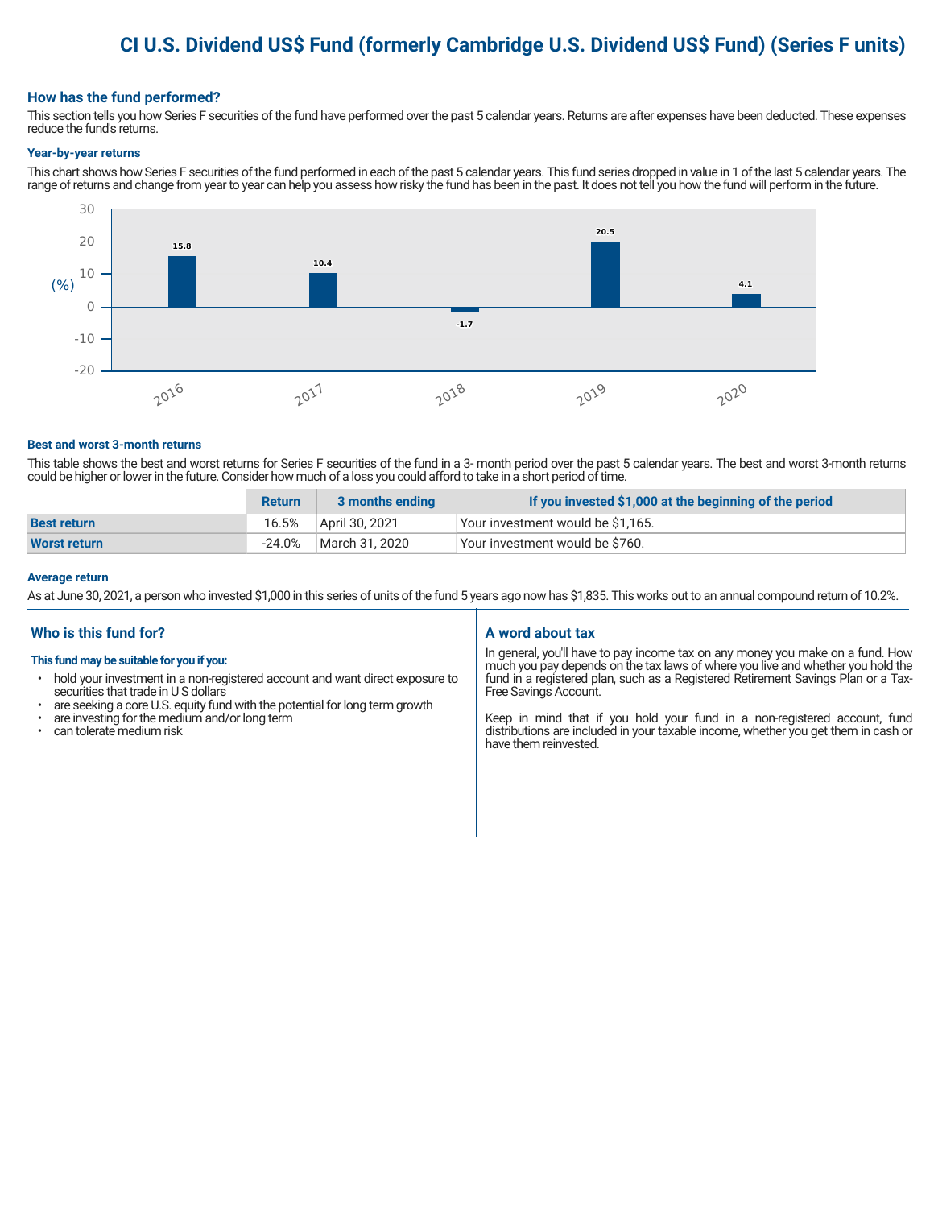# CI U.S. Dividend US$ Fund (formerly Cambridge U.S. Dividend US$ Fund) (Series F units)

## How has the fund performed?

This section tells you how Series F securities of the fund have performed over the past 5 calendar years. Returns are after expenses have been deducted. These expenses reduce the fund's returns.

### Year-by-year returns

This chart shows how Series F securities of the fund performed in each of the past 5 calendar years. This fund series dropped in value in 1 of the last 5 calendar years. The range of returns and change from year to year can help you assess how risky the fund has been in the past. It does not tell you how the fund will perform in the future.

| Year | Return (%) |
|---|---|
| 2016 | 15.8 |
| 2017 | 10.4 |
| 2018 | -1.7 |
| 2019 | 20.5 |
| 2020 | 4.1 |

### Best and worst 3-month returns

This table shows the best and worst returns for Series F securities of the fund in a 3- month period over the past 5 calendar years. The best and worst 3-month returns could be higher or lower in the future. Consider how much of a loss you could afford to take in a short period of time.

| | Return | 3 months ending | If you invested $1,000 at the beginning of the period |
|---|---|---|---|
| **Best return** | 16.5% | April 30, 2021 | Your investment would be $1,165. |
| **Worst return** | -24.0% | March 31, 2020 | Your investment would be $760. |

### Average return

As at June 30, 2021, a person who invested $1,000 in this series of units of the fund 5 years ago now has $1,835. This works out to an annual compound return of 10.2%.

## Who is this fund for?

**This fund may be suitable for you if you:**

- hold your investment in a non-registered account and want direct exposure to securities that trade in U S dollars
- are seeking a core U.S. equity fund with the potential for long term growth
- are investing for the medium and/or long term
- can tolerate medium risk

## A word about tax

In general, you'll have to pay income tax on any money you make on a fund. How much you pay depends on the tax laws of where you live and whether you hold the fund in a registered plan, such as a Registered Retirement Savings Plan or a Tax-Free Savings Account.

Keep in mind that if you hold your fund in a non-registered account, fund distributions are included in your taxable income, whether you get them in cash or have them reinvested.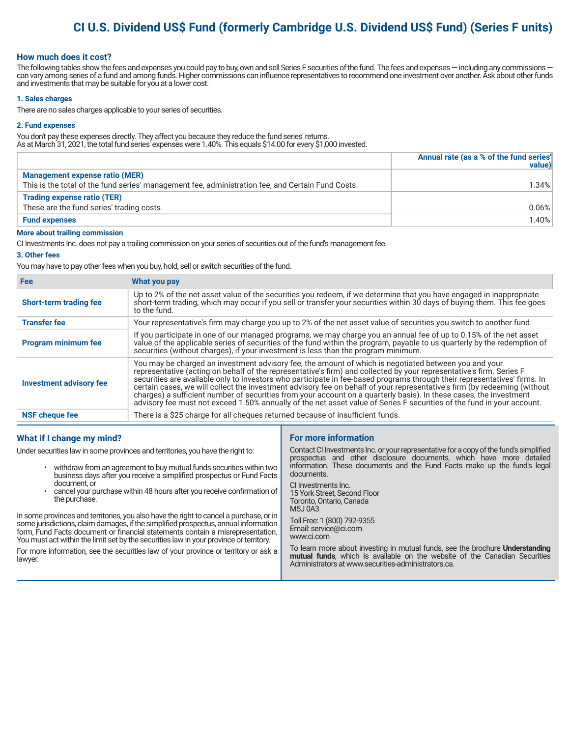# CI U.S. Dividend US$ Fund (formerly Cambridge U.S. Dividend US$ Fund) (Series F units)

## How much does it cost?

The following tables show the fees and expenses you could pay to buy, own and sell Series F securities of the fund. The fees and expenses — including any commissions — can vary among series of a fund and among funds. Higher commissions can influence representatives to recommend one investment over another. Ask about other funds and investments that may be suitable for you at a lower cost.

### 1. Sales charges

There are no sales charges applicable to your series of securities.

### 2. Fund expenses

You don't pay these expenses directly. They affect you because they reduce the fund series' returns.
As at March 31, 2021, the total fund series' expenses were 1.40%. This equals $14.00 for every $1,000 invested.

| | Annual rate (as a % of the fund series' value) |
|---|---|
| **Management expense ratio (MER)**<br>This is the total of the fund series' management fee, administration fee, and Certain Fund Costs. | 1.34% |
| **Trading expense ratio (TER)**<br>These are the fund series' trading costs. | 0.06% |
| **Fund expenses** | 1.40% |

#### More about trailing commission

CI Investments Inc. does not pay a trailing commission on your series of securities out of the fund's management fee.

### 3. Other fees

You may have to pay other fees when you buy, hold, sell or switch securities of the fund.

| Fee | What you pay |
|---|---|
| **Short-term trading fee** | Up to 2% of the net asset value of the securities you redeem, if we determine that you have engaged in inappropriate short-term trading, which may occur if you sell or transfer your securities within 30 days of buying them. This fee goes to the fund. |
| **Transfer fee** | Your representative's firm may charge you up to 2% of the net asset value of securities you switch to another fund. |
| **Program minimum fee** | If you participate in one of our managed programs, we may charge you an annual fee of up to 0.15% of the net asset value of the applicable series of securities of the fund within the program, payable to us quarterly by the redemption of securities (without charges), if your investment is less than the program minimum. |
| **Investment advisory fee** | You may be charged an investment advisory fee, the amount of which is negotiated between you and your representative (acting on behalf of the representative's firm) and collected by your representative's firm. Series F securities are available only to investors who participate in fee-based programs through their representatives' firms. In certain cases, we will collect the investment advisory fee on behalf of your representative's firm (by redeeming (without charges) a sufficient number of securities from your account on a quarterly basis). In these cases, the investment advisory fee must not exceed 1.50% annually of the net asset value of Series F securities of the fund in your account. |
| **NSF cheque fee** | There is a $25 charge for all cheques returned because of insufficient funds. |

## What if I change my mind?

Under securities law in some provinces and territories, you have the right to:

- withdraw from an agreement to buy mutual funds securities within two business days after you receive a simplified prospectus or Fund Facts document, or
- cancel your purchase within 48 hours after you receive confirmation of the purchase.

In some provinces and territories, you also have the right to cancel a purchase, or in some jurisdictions, claim damages, if the simplified prospectus, annual information form, Fund Facts document or financial statements contain a misrepresentation. You must act within the limit set by the securities law in your province or territory.

For more information, see the securities law of your province or territory or ask a lawyer.

## For more information

Contact CI Investments Inc. or your representative for a copy of the fund's simplified prospectus and other disclosure documents, which have more detailed information. These documents and the Fund Facts make up the fund's legal documents.

CI Investments Inc.
15 York Street, Second Floor
Toronto, Ontario, Canada
M5J 0A3

Toll Free: 1 (800) 792-9355
Email: service@ci.com
www.ci.com

To learn more about investing in mutual funds, see the brochure **Understanding mutual funds**, which is available on the website of the Canadian Securities Administrators at www.securities-administrators.ca.